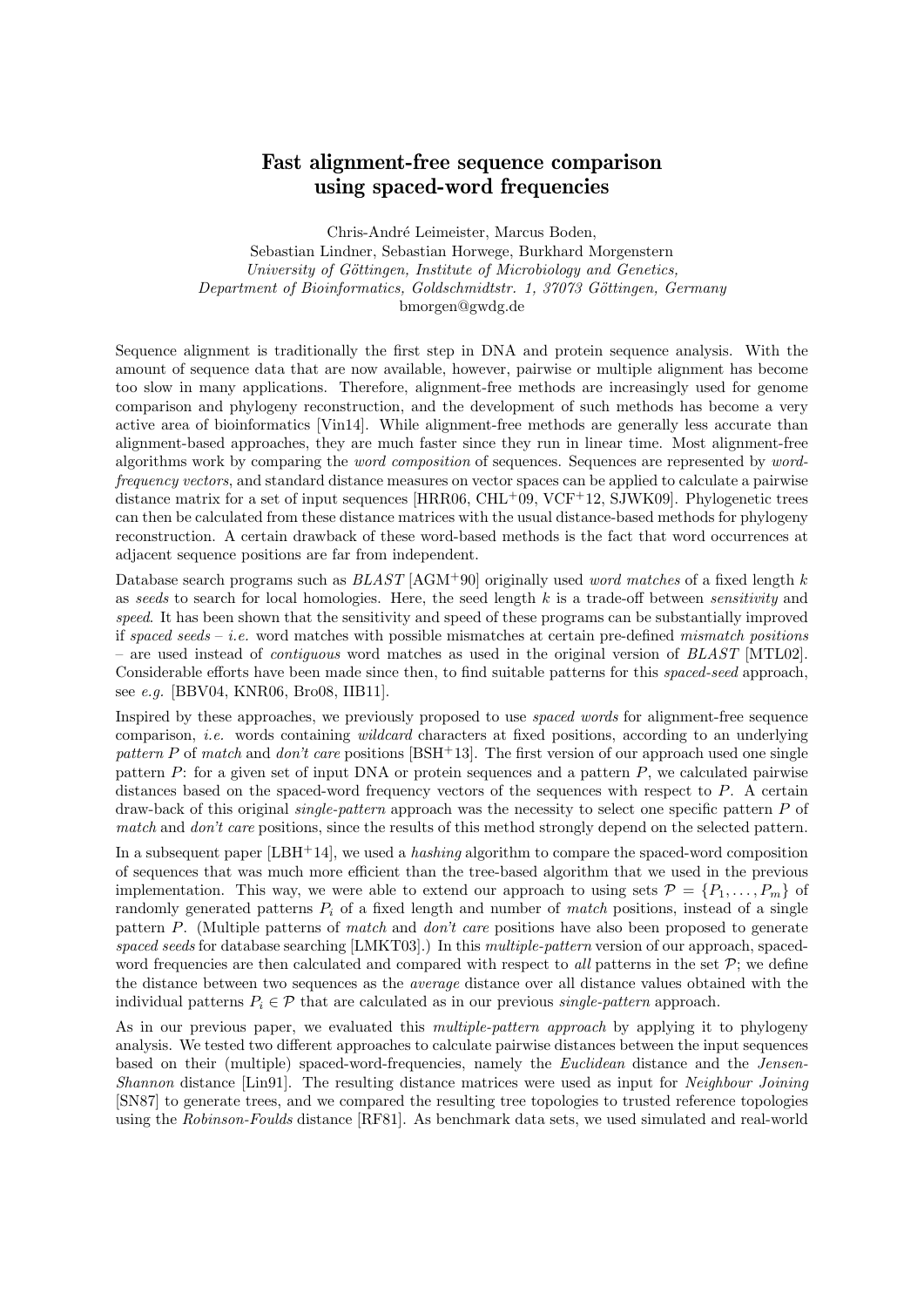# Fast alignment-free sequence comparison using spaced-word frequencies

Chris-André Leimeister, Marcus Boden,
Sebastian Lindner, Sebastian Horwege, Burkhard Morgenstern
*University of Göttingen, Institute of Microbiology and Genetics,*
*Department of Bioinformatics, Goldschmidtstr. 1, 37073 Göttingen, Germany*
bmorgen@gwdg.de

Sequence alignment is traditionally the first step in DNA and protein sequence analysis. With the amount of sequence data that are now available, however, pairwise or multiple alignment has become too slow in many applications. Therefore, alignment-free methods are increasingly used for genome comparison and phylogeny reconstruction, and the development of such methods has become a very active area of bioinformatics [Vin14]. While alignment-free methods are generally less accurate than alignment-based approaches, they are much faster since they run in linear time. Most alignment-free algorithms work by comparing the *word composition* of sequences. Sequences are represented by *word-frequency vectors*, and standard distance measures on vector spaces can be applied to calculate a pairwise distance matrix for a set of input sequences [HRR06, CHL+09, VCF+12, SJWK09]. Phylogenetic trees can then be calculated from these distance matrices with the usual distance-based methods for phylogeny reconstruction. A certain drawback of these word-based methods is the fact that word occurrences at adjacent sequence positions are far from independent.

Database search programs such as *BLAST* [AGM+90] originally used *word matches* of a fixed length $k$ as *seeds* to search for local homologies. Here, the seed length $k$ is a trade-off between *sensitivity* and *speed*. It has been shown that the sensitivity and speed of these programs can be substantially improved if *spaced seeds* – *i.e.* word matches with possible mismatches at certain pre-defined *mismatch positions* – are used instead of *contiguous* word matches as used in the original version of *BLAST* [MTL02]. Considerable efforts have been made since then, to find suitable patterns for this *spaced-seed* approach, see *e.g.* [BBV04, KNR06, Bro08, IIB11].

Inspired by these approaches, we previously proposed to use *spaced words* for alignment-free sequence comparison, *i.e.* words containing *wildcard* characters at fixed positions, according to an underlying *pattern* $P$ of *match* and *don't care* positions [BSH+13]. The first version of our approach used one single pattern $P$: for a given set of input DNA or protein sequences and a pattern $P$, we calculated pairwise distances based on the spaced-word frequency vectors of the sequences with respect to $P$. A certain draw-back of this original *single-pattern* approach was the necessity to select one specific pattern $P$ of *match* and *don't care* positions, since the results of this method strongly depend on the selected pattern.

In a subsequent paper [LBH+14], we used a *hashing* algorithm to compare the spaced-word composition of sequences that was much more efficient than the tree-based algorithm that we used in the previous implementation. This way, we were able to extend our approach to using sets $\mathcal{P} = \{P_1, \ldots, P_m\}$ of randomly generated patterns $P_i$ of a fixed length and number of *match* positions, instead of a single pattern $P$. (Multiple patterns of *match* and *don't care* positions have also been proposed to generate *spaced seeds* for database searching [LMKT03].) In this *multiple-pattern* version of our approach, spaced-word frequencies are then calculated and compared with respect to *all* patterns in the set $\mathcal{P}$; we define the distance between two sequences as the *average* distance over all distance values obtained with the individual patterns $P_i \in \mathcal{P}$ that are calculated as in our previous *single-pattern* approach.

As in our previous paper, we evaluated this *multiple-pattern approach* by applying it to phylogeny analysis. We tested two different approaches to calculate pairwise distances between the input sequences based on their (multiple) spaced-word-frequencies, namely the *Euclidean* distance and the *Jensen-Shannon* distance [Lin91]. The resulting distance matrices were used as input for *Neighbour Joining* [SN87] to generate trees, and we compared the resulting tree topologies to trusted reference topologies using the *Robinson-Foulds* distance [RF81]. As benchmark data sets, we used simulated and real-world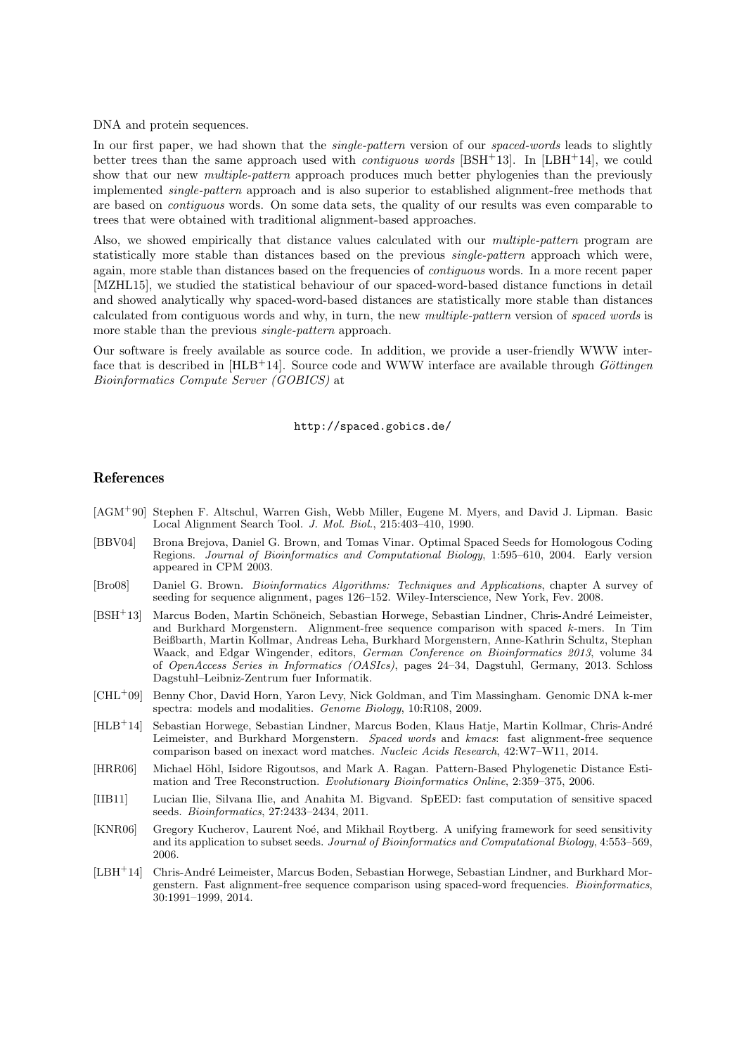DNA and protein sequences.

In our first paper, we had shown that the *single-pattern* version of our *spaced-words* leads to slightly better trees than the same approach used with *contiguous words* [BSH+13]. In [LBH+14], we could show that our new *multiple-pattern* approach produces much better phylogenies than the previously implemented *single-pattern* approach and is also superior to established alignment-free methods that are based on *contiguous* words. On some data sets, the quality of our results was even comparable to trees that were obtained with traditional alignment-based approaches.

Also, we showed empirically that distance values calculated with our *multiple-pattern* program are statistically more stable than distances based on the previous *single-pattern* approach which were, again, more stable than distances based on the frequencies of *contiguous* words. In a more recent paper [MZHL15], we studied the statistical behaviour of our spaced-word-based distance functions in detail and showed analytically why spaced-word-based distances are statistically more stable than distances calculated from contiguous words and why, in turn, the new *multiple-pattern* version of *spaced words* is more stable than the previous *single-pattern* approach.

Our software is freely available as source code. In addition, we provide a user-friendly WWW interface that is described in [HLB+14]. Source code and WWW interface are available through *Göttingen Bioinformatics Compute Server (GOBICS)* at

`http://spaced.gobics.de/`

## References

[AGM+90] Stephen F. Altschul, Warren Gish, Webb Miller, Eugene M. Myers, and David J. Lipman. Basic Local Alignment Search Tool. *J. Mol. Biol.*, 215:403–410, 1990.

[BBV04] Brona Brejova, Daniel G. Brown, and Tomas Vinar. Optimal Spaced Seeds for Homologous Coding Regions. *Journal of Bioinformatics and Computational Biology*, 1:595–610, 2004. Early version appeared in CPM 2003.

[Bro08] Daniel G. Brown. *Bioinformatics Algorithms: Techniques and Applications*, chapter A survey of seeding for sequence alignment, pages 126–152. Wiley-Interscience, New York, Fev. 2008.

[BSH+13] Marcus Boden, Martin Schöneich, Sebastian Horwege, Sebastian Lindner, Chris-André Leimeister, and Burkhard Morgenstern. Alignment-free sequence comparison with spaced $k$-mers. In Tim Beißbarth, Martin Kollmar, Andreas Leha, Burkhard Morgenstern, Anne-Kathrin Schultz, Stephan Waack, and Edgar Wingender, editors, *German Conference on Bioinformatics 2013*, volume 34 of *OpenAccess Series in Informatics (OASIcs)*, pages 24–34, Dagstuhl, Germany, 2013. Schloss Dagstuhl–Leibniz-Zentrum fuer Informatik.

[CHL+09] Benny Chor, David Horn, Yaron Levy, Nick Goldman, and Tim Massingham. Genomic DNA k-mer spectra: models and modalities. *Genome Biology*, 10:R108, 2009.

[HLB+14] Sebastian Horwege, Sebastian Lindner, Marcus Boden, Klaus Hatje, Martin Kollmar, Chris-André Leimeister, and Burkhard Morgenstern. *Spaced words* and *kmacs*: fast alignment-free sequence comparison based on inexact word matches. *Nucleic Acids Research*, 42:W7–W11, 2014.

[HRR06] Michael Höhl, Isidore Rigoutsos, and Mark A. Ragan. Pattern-Based Phylogenetic Distance Estimation and Tree Reconstruction. *Evolutionary Bioinformatics Online*, 2:359–375, 2006.

[IIB11] Lucian Ilie, Silvana Ilie, and Anahita M. Bigvand. SpEED: fast computation of sensitive spaced seeds. *Bioinformatics*, 27:2433–2434, 2011.

[KNR06] Gregory Kucherov, Laurent Noé, and Mikhail Roytberg. A unifying framework for seed sensitivity and its application to subset seeds. *Journal of Bioinformatics and Computational Biology*, 4:553–569, 2006.

[LBH+14] Chris-André Leimeister, Marcus Boden, Sebastian Horwege, Sebastian Lindner, and Burkhard Morgenstern. Fast alignment-free sequence comparison using spaced-word frequencies. *Bioinformatics*, 30:1991–1999, 2014.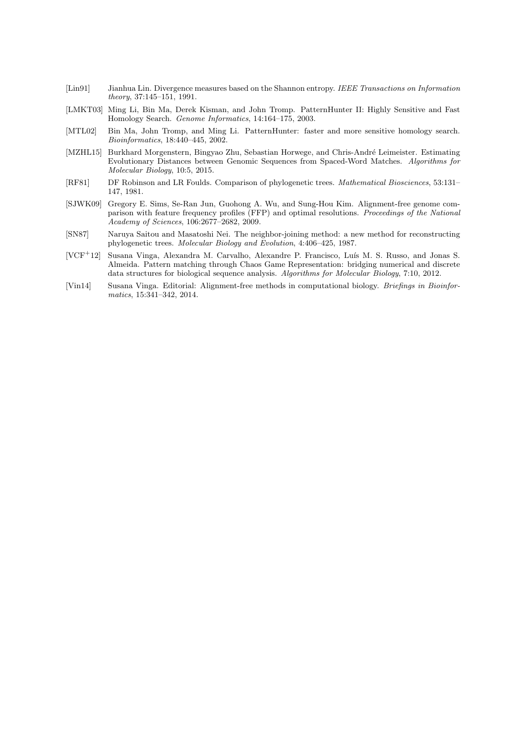[Lin91] Jianhua Lin. Divergence measures based on the Shannon entropy. *IEEE Transactions on Information theory*, 37:145–151, 1991.

[LMKT03] Ming Li, Bin Ma, Derek Kisman, and John Tromp. PatternHunter II: Highly Sensitive and Fast Homology Search. *Genome Informatics*, 14:164–175, 2003.

[MTL02] Bin Ma, John Tromp, and Ming Li. PatternHunter: faster and more sensitive homology search. *Bioinformatics*, 18:440–445, 2002.

[MZHL15] Burkhard Morgenstern, Bingyao Zhu, Sebastian Horwege, and Chris-André Leimeister. Estimating Evolutionary Distances between Genomic Sequences from Spaced-Word Matches. *Algorithms for Molecular Biology*, 10:5, 2015.

[RF81] DF Robinson and LR Foulds. Comparison of phylogenetic trees. *Mathematical Biosciences*, 53:131–147, 1981.

[SJWK09] Gregory E. Sims, Se-Ran Jun, Guohong A. Wu, and Sung-Hou Kim. Alignment-free genome comparison with feature frequency profiles (FFP) and optimal resolutions. *Proceedings of the National Academy of Sciences*, 106:2677–2682, 2009.

[SN87] Naruya Saitou and Masatoshi Nei. The neighbor-joining method: a new method for reconstructing phylogenetic trees. *Molecular Biology and Evolution*, 4:406–425, 1987.

[VCF+12] Susana Vinga, Alexandra M. Carvalho, Alexandre P. Francisco, Luís M. S. Russo, and Jonas S. Almeida. Pattern matching through Chaos Game Representation: bridging numerical and discrete data structures for biological sequence analysis. *Algorithms for Molecular Biology*, 7:10, 2012.

[Vin14] Susana Vinga. Editorial: Alignment-free methods in computational biology. *Briefings in Bioinformatics*, 15:341–342, 2014.